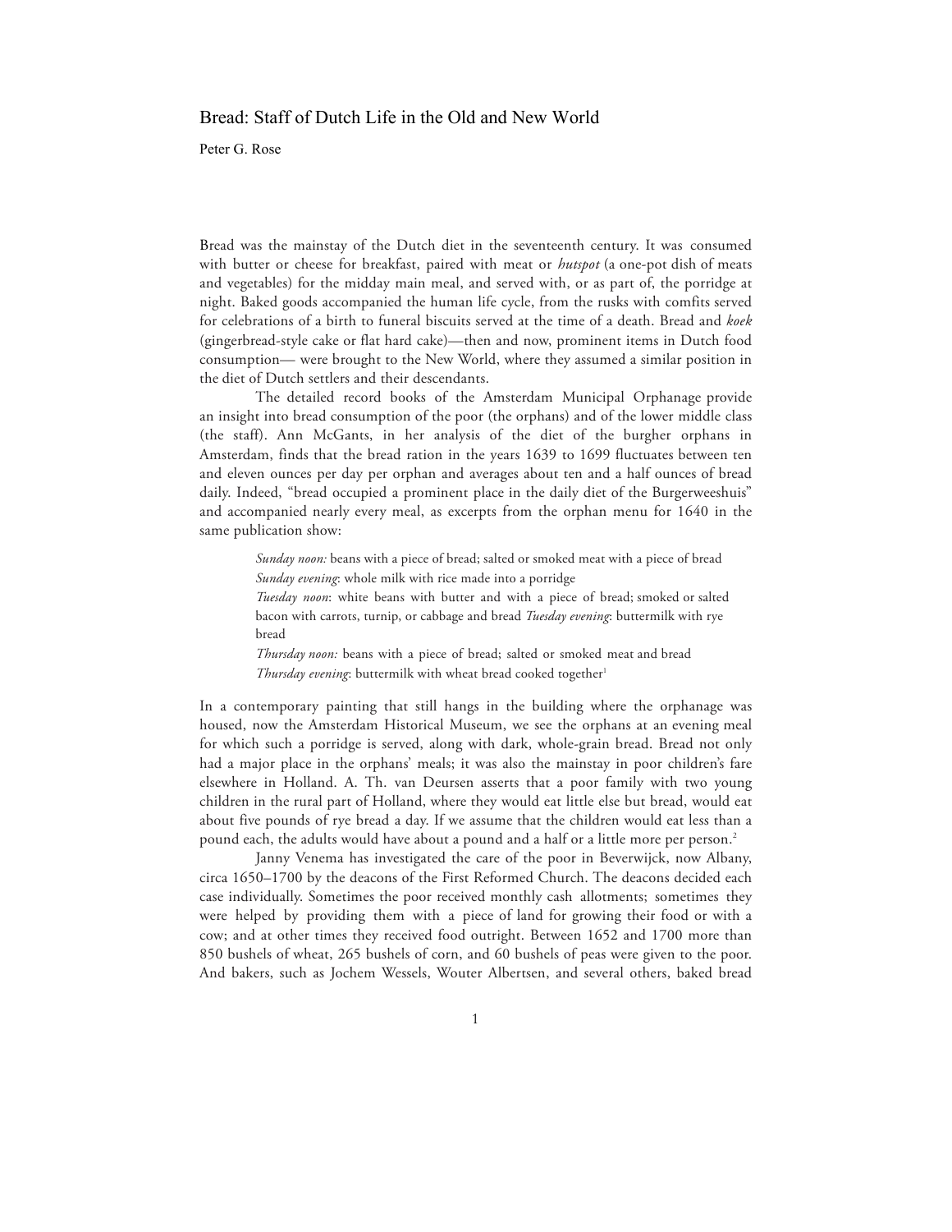# Bread: Staff of Dutch Life in the Old and New World

Peter G. Rose

Bread was the mainstay of the Dutch diet in the seventeenth century. It was consumed with butter or cheese for breakfast, paired with meat or *hutspot* (a one-pot dish of meats and vegetables) for the midday main meal, and served with, or as part of, the porridge at night. Baked goods accompanied the human life cycle, from the rusks with comfits served for celebrations of a birth to funeral biscuits served at the time of a death. Bread and *koek* (gingerbread-style cake or flat hard cake)—then and now, prominent items in Dutch food consumption— were brought to the New World, where they assumed a similar position in the diet of Dutch settlers and their descendants.

The detailed record books of the Amsterdam Municipal Orphanage provide an insight into bread consumption of the poor (the orphans) and of the lower middle class (the staff). Ann McGants, in her analysis of the diet of the burgher orphans in Amsterdam, finds that the bread ration in the years 1639 to 1699 fluctuates between ten and eleven ounces per day per orphan and averages about ten and a half ounces of bread daily. Indeed, "bread occupied a prominent place in the daily diet of the Burgerweeshuis" and accompanied nearly every meal, as excerpts from the orphan menu for 1640 in the same publication show:

> *Sunday noon:* beans with a piece of bread; salted or smoked meat with a piece of bread
> *Sunday evening*: whole milk with rice made into a porridge
> *Tuesday noon*: white beans with butter and with a piece of bread; smoked or salted bacon with carrots, turnip, or cabbage and bread *Tuesday evening*: buttermilk with rye bread
> *Thursday noon:* beans with a piece of bread; salted or smoked meat and bread
> *Thursday evening*: buttermilk with wheat bread cooked together[1]

In a contemporary painting that still hangs in the building where the orphanage was housed, now the Amsterdam Historical Museum, we see the orphans at an evening meal for which such a porridge is served, along with dark, whole-grain bread. Bread not only had a major place in the orphans' meals; it was also the mainstay in poor children's fare elsewhere in Holland. A. Th. van Deursen asserts that a poor family with two young children in the rural part of Holland, where they would eat little else but bread, would eat about five pounds of rye bread a day. If we assume that the children would eat less than a pound each, the adults would have about a pound and a half or a little more per person.[2]

Janny Venema has investigated the care of the poor in Beverwijck, now Albany, circa 1650–1700 by the deacons of the First Reformed Church. The deacons decided each case individually. Sometimes the poor received monthly cash allotments; sometimes they were helped by providing them with a piece of land for growing their food or with a cow; and at other times they received food outright. Between 1652 and 1700 more than 850 bushels of wheat, 265 bushels of corn, and 60 bushels of peas were given to the poor. And bakers, such as Jochem Wessels, Wouter Albertsen, and several others, baked bread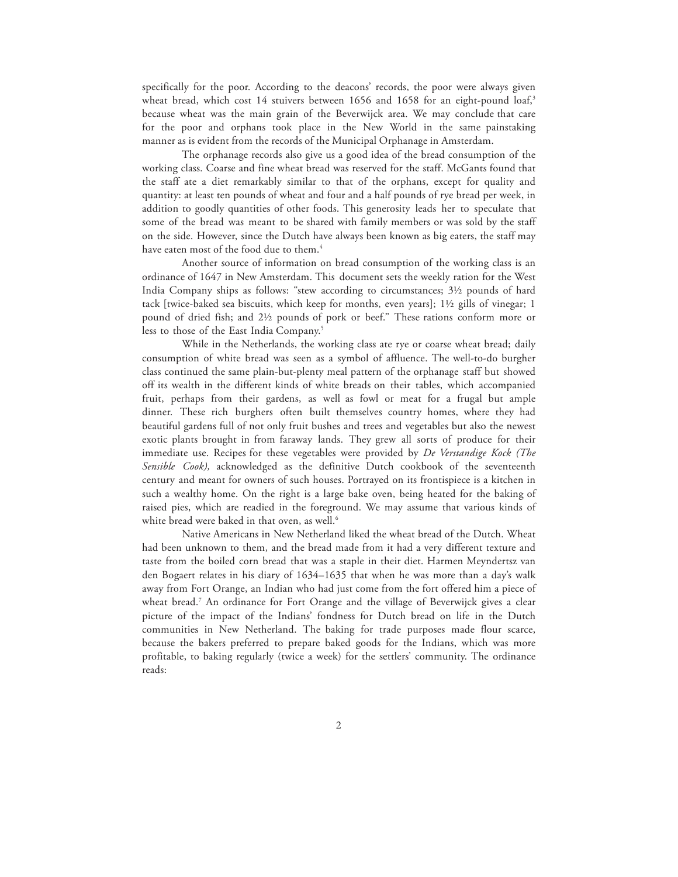specifically for the poor. According to the deacons' records, the poor were always given wheat bread, which cost 14 stuivers between 1656 and 1658 for an eight-pound loaf,[3] because wheat was the main grain of the Beverwijck area. We may conclude that care for the poor and orphans took place in the New World in the same painstaking manner as is evident from the records of the Municipal Orphanage in Amsterdam.

The orphanage records also give us a good idea of the bread consumption of the working class. Coarse and fine wheat bread was reserved for the staff. McGants found that the staff ate a diet remarkably similar to that of the orphans, except for quality and quantity: at least ten pounds of wheat and four and a half pounds of rye bread per week, in addition to goodly quantities of other foods. This generosity leads her to speculate that some of the bread was meant to be shared with family members or was sold by the staff on the side. However, since the Dutch have always been known as big eaters, the staff may have eaten most of the food due to them.[4]

Another source of information on bread consumption of the working class is an ordinance of 1647 in New Amsterdam. This document sets the weekly ration for the West India Company ships as follows: "stew according to circumstances; 3½ pounds of hard tack [twice-baked sea biscuits, which keep for months, even years]; 1½ gills of vinegar; 1 pound of dried fish; and 2½ pounds of pork or beef." These rations conform more or less to those of the East India Company.[5]

While in the Netherlands, the working class ate rye or coarse wheat bread; daily consumption of white bread was seen as a symbol of affluence. The well-to-do burgher class continued the same plain-but-plenty meal pattern of the orphanage staff but showed off its wealth in the different kinds of white breads on their tables, which accompanied fruit, perhaps from their gardens, as well as fowl or meat for a frugal but ample dinner. These rich burghers often built themselves country homes, where they had beautiful gardens full of not only fruit bushes and trees and vegetables but also the newest exotic plants brought in from faraway lands. They grew all sorts of produce for their immediate use. Recipes for these vegetables were provided by *De Verstandige Kock (The Sensible Cook),* acknowledged as the definitive Dutch cookbook of the seventeenth century and meant for owners of such houses. Portrayed on its frontispiece is a kitchen in such a wealthy home. On the right is a large bake oven, being heated for the baking of raised pies, which are readied in the foreground. We may assume that various kinds of white bread were baked in that oven, as well.[6]

Native Americans in New Netherland liked the wheat bread of the Dutch. Wheat had been unknown to them, and the bread made from it had a very different texture and taste from the boiled corn bread that was a staple in their diet. Harmen Meyndertsz van den Bogaert relates in his diary of 1634–1635 that when he was more than a day's walk away from Fort Orange, an Indian who had just come from the fort offered him a piece of wheat bread.[7] An ordinance for Fort Orange and the village of Beverwijck gives a clear picture of the impact of the Indians' fondness for Dutch bread on life in the Dutch communities in New Netherland. The baking for trade purposes made flour scarce, because the bakers preferred to prepare baked goods for the Indians, which was more profitable, to baking regularly (twice a week) for the settlers' community. The ordinance reads: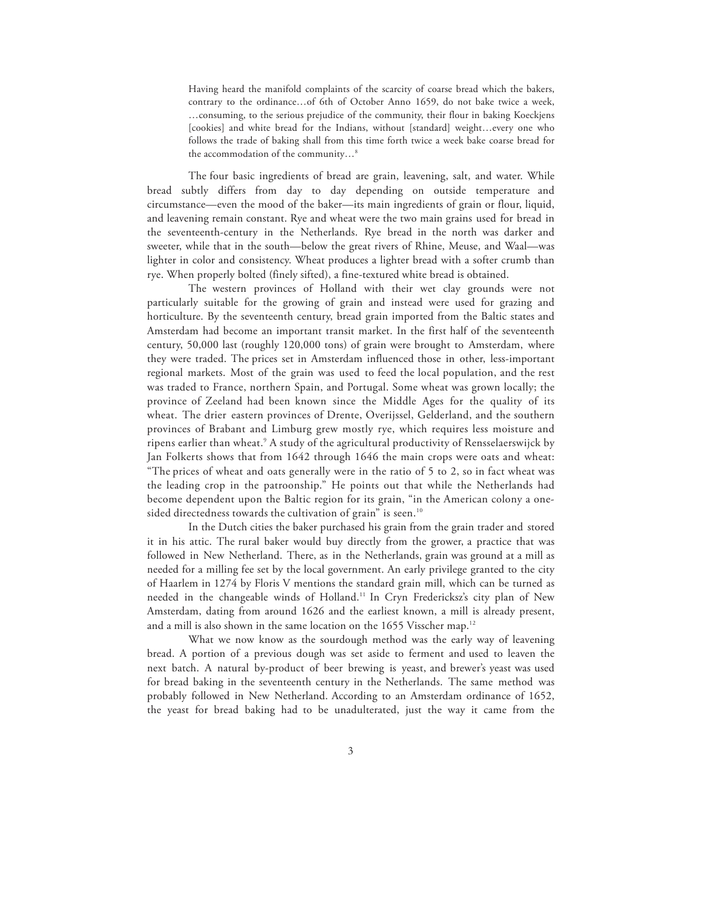> Having heard the manifold complaints of the scarcity of coarse bread which the bakers, contrary to the ordinance…of 6th of October Anno 1659, do not bake twice a week, …consuming, to the serious prejudice of the community, their flour in baking Koeckjens [cookies] and white bread for the Indians, without [standard] weight…every one who follows the trade of baking shall from this time forth twice a week bake coarse bread for the accommodation of the community…[8]

The four basic ingredients of bread are grain, leavening, salt, and water. While bread subtly differs from day to day depending on outside temperature and circumstance—even the mood of the baker—its main ingredients of grain or flour, liquid, and leavening remain constant. Rye and wheat were the two main grains used for bread in the seventeenth-century in the Netherlands. Rye bread in the north was darker and sweeter, while that in the south—below the great rivers of Rhine, Meuse, and Waal—was lighter in color and consistency. Wheat produces a lighter bread with a softer crumb than rye. When properly bolted (finely sifted), a fine-textured white bread is obtained.

The western provinces of Holland with their wet clay grounds were not particularly suitable for the growing of grain and instead were used for grazing and horticulture. By the seventeenth century, bread grain imported from the Baltic states and Amsterdam had become an important transit market. In the first half of the seventeenth century, 50,000 last (roughly 120,000 tons) of grain were brought to Amsterdam, where they were traded. The prices set in Amsterdam influenced those in other, less-important regional markets. Most of the grain was used to feed the local population, and the rest was traded to France, northern Spain, and Portugal. Some wheat was grown locally; the province of Zeeland had been known since the Middle Ages for the quality of its wheat. The drier eastern provinces of Drente, Overijssel, Gelderland, and the southern provinces of Brabant and Limburg grew mostly rye, which requires less moisture and ripens earlier than wheat.[9] A study of the agricultural productivity of Rensselaerswijck by Jan Folkerts shows that from 1642 through 1646 the main crops were oats and wheat: "The prices of wheat and oats generally were in the ratio of 5 to 2, so in fact wheat was the leading crop in the patroonship." He points out that while the Netherlands had become dependent upon the Baltic region for its grain, "in the American colony a one-sided directedness towards the cultivation of grain" is seen.[10]

In the Dutch cities the baker purchased his grain from the grain trader and stored it in his attic. The rural baker would buy directly from the grower, a practice that was followed in New Netherland. There, as in the Netherlands, grain was ground at a mill as needed for a milling fee set by the local government. An early privilege granted to the city of Haarlem in 1274 by Floris V mentions the standard grain mill, which can be turned as needed in the changeable winds of Holland.[11] In Cryn Fredericksz's city plan of New Amsterdam, dating from around 1626 and the earliest known, a mill is already present, and a mill is also shown in the same location on the 1655 Visscher map.[12]

What we now know as the sourdough method was the early way of leavening bread. A portion of a previous dough was set aside to ferment and used to leaven the next batch. A natural by-product of beer brewing is yeast, and brewer's yeast was used for bread baking in the seventeenth century in the Netherlands. The same method was probably followed in New Netherland. According to an Amsterdam ordinance of 1652, the yeast for bread baking had to be unadulterated, just the way it came from the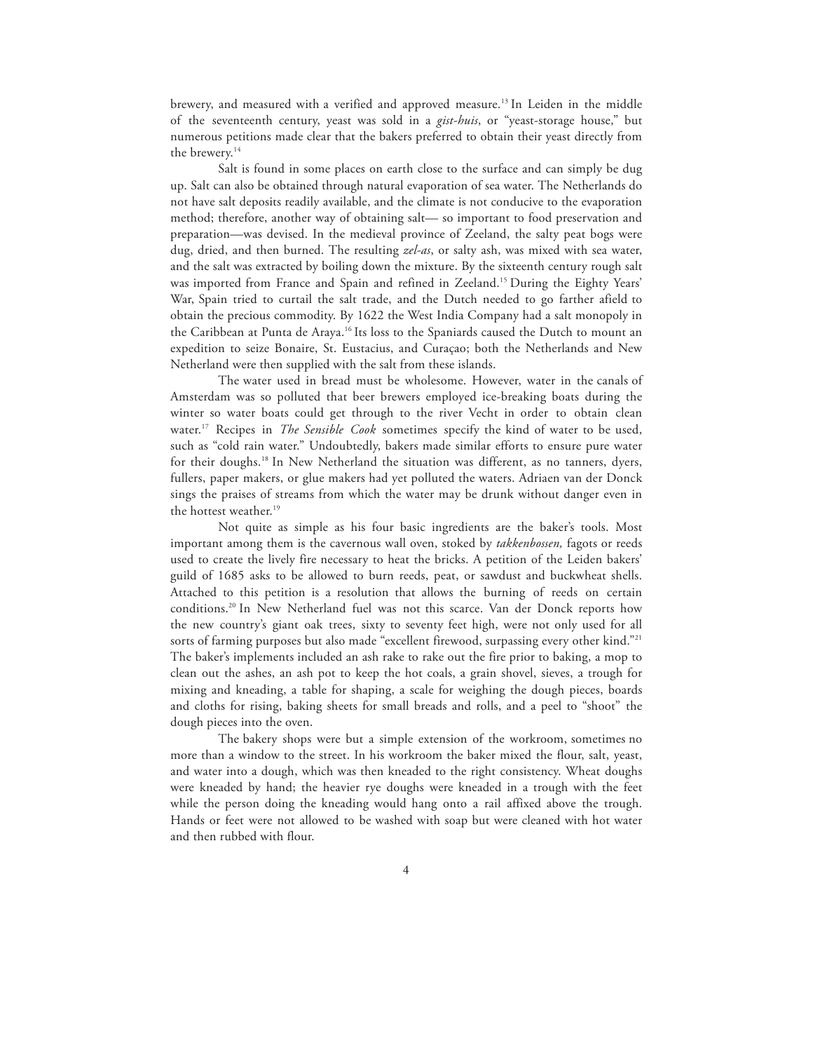brewery, and measured with a verified and approved measure.[13] In Leiden in the middle of the seventeenth century, yeast was sold in a *gist-huis*, or "yeast-storage house," but numerous petitions made clear that the bakers preferred to obtain their yeast directly from the brewery.[14]

Salt is found in some places on earth close to the surface and can simply be dug up. Salt can also be obtained through natural evaporation of sea water. The Netherlands do not have salt deposits readily available, and the climate is not conducive to the evaporation method; therefore, another way of obtaining salt— so important to food preservation and preparation—was devised. In the medieval province of Zeeland, the salty peat bogs were dug, dried, and then burned. The resulting *zel-as*, or salty ash, was mixed with sea water, and the salt was extracted by boiling down the mixture. By the sixteenth century rough salt was imported from France and Spain and refined in Zeeland.[15] During the Eighty Years' War, Spain tried to curtail the salt trade, and the Dutch needed to go farther afield to obtain the precious commodity. By 1622 the West India Company had a salt monopoly in the Caribbean at Punta de Araya.[16] Its loss to the Spaniards caused the Dutch to mount an expedition to seize Bonaire, St. Eustacius, and Curaçao; both the Netherlands and New Netherland were then supplied with the salt from these islands.

The water used in bread must be wholesome. However, water in the canals of Amsterdam was so polluted that beer brewers employed ice-breaking boats during the winter so water boats could get through to the river Vecht in order to obtain clean water.[17] Recipes in *The Sensible Cook* sometimes specify the kind of water to be used, such as "cold rain water." Undoubtedly, bakers made similar efforts to ensure pure water for their doughs.[18] In New Netherland the situation was different, as no tanners, dyers, fullers, paper makers, or glue makers had yet polluted the waters. Adriaen van der Donck sings the praises of streams from which the water may be drunk without danger even in the hottest weather.[19]

Not quite as simple as his four basic ingredients are the baker's tools. Most important among them is the cavernous wall oven, stoked by *takkenbossen,* fagots or reeds used to create the lively fire necessary to heat the bricks. A petition of the Leiden bakers' guild of 1685 asks to be allowed to burn reeds, peat, or sawdust and buckwheat shells. Attached to this petition is a resolution that allows the burning of reeds on certain conditions.[20] In New Netherland fuel was not this scarce. Van der Donck reports how the new country's giant oak trees, sixty to seventy feet high, were not only used for all sorts of farming purposes but also made "excellent firewood, surpassing every other kind."[21] The baker's implements included an ash rake to rake out the fire prior to baking, a mop to clean out the ashes, an ash pot to keep the hot coals, a grain shovel, sieves, a trough for mixing and kneading, a table for shaping, a scale for weighing the dough pieces, boards and cloths for rising, baking sheets for small breads and rolls, and a peel to "shoot" the dough pieces into the oven.

The bakery shops were but a simple extension of the workroom, sometimes no more than a window to the street. In his workroom the baker mixed the flour, salt, yeast, and water into a dough, which was then kneaded to the right consistency. Wheat doughs were kneaded by hand; the heavier rye doughs were kneaded in a trough with the feet while the person doing the kneading would hang onto a rail affixed above the trough. Hands or feet were not allowed to be washed with soap but were cleaned with hot water and then rubbed with flour.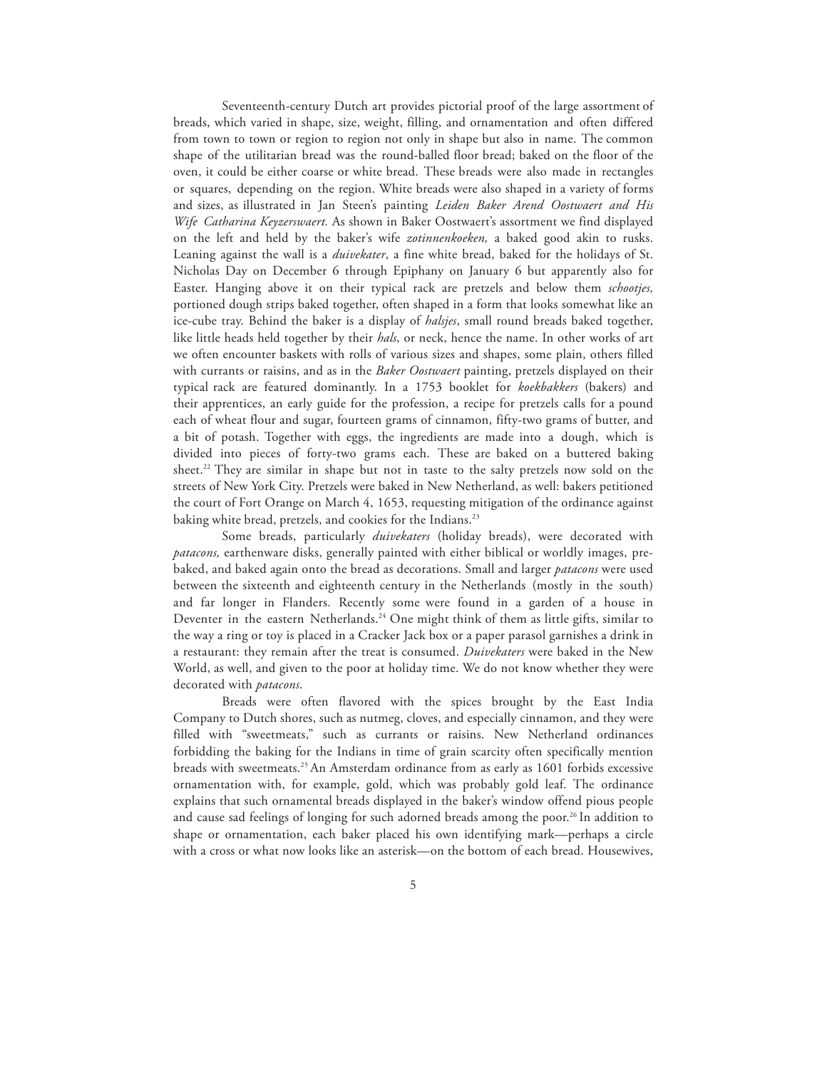Seventeenth-century Dutch art provides pictorial proof of the large assortment of breads, which varied in shape, size, weight, filling, and ornamentation and often differed from town to town or region to region not only in shape but also in name. The common shape of the utilitarian bread was the round-balled floor bread; baked on the floor of the oven, it could be either coarse or white bread. These breads were also made in rectangles or squares, depending on the region. White breads were also shaped in a variety of forms and sizes, as illustrated in Jan Steen's painting *Leiden Baker Arend Oostwaert and His Wife Catharina Keyzerswaert.* As shown in Baker Oostwaert's assortment we find displayed on the left and held by the baker's wife *zotinnenkoeken,* a baked good akin to rusks. Leaning against the wall is a *duivekater*, a fine white bread, baked for the holidays of St. Nicholas Day on December 6 through Epiphany on January 6 but apparently also for Easter. Hanging above it on their typical rack are pretzels and below them *schootjes,* portioned dough strips baked together, often shaped in a form that looks somewhat like an ice-cube tray. Behind the baker is a display of *halsjes*, small round breads baked together, like little heads held together by their *hals*, or neck, hence the name. In other works of art we often encounter baskets with rolls of various sizes and shapes, some plain, others filled with currants or raisins, and as in the *Baker Oostwaert* painting, pretzels displayed on their typical rack are featured dominantly. In a 1753 booklet for *koekbakkers* (bakers) and their apprentices, an early guide for the profession, a recipe for pretzels calls for a pound each of wheat flour and sugar, fourteen grams of cinnamon, fifty-two grams of butter, and a bit of potash. Together with eggs, the ingredients are made into a dough, which is divided into pieces of forty-two grams each. These are baked on a buttered baking sheet.[22] They are similar in shape but not in taste to the salty pretzels now sold on the streets of New York City. Pretzels were baked in New Netherland, as well: bakers petitioned the court of Fort Orange on March 4, 1653, requesting mitigation of the ordinance against baking white bread, pretzels, and cookies for the Indians.[23]

Some breads, particularly *duivekaters* (holiday breads), were decorated with *patacons,* earthenware disks, generally painted with either biblical or worldly images, pre-baked, and baked again onto the bread as decorations. Small and larger *patacons* were used between the sixteenth and eighteenth century in the Netherlands (mostly in the south) and far longer in Flanders. Recently some were found in a garden of a house in Deventer in the eastern Netherlands.[24] One might think of them as little gifts, similar to the way a ring or toy is placed in a Cracker Jack box or a paper parasol garnishes a drink in a restaurant: they remain after the treat is consumed. *Duivekaters* were baked in the New World, as well, and given to the poor at holiday time. We do not know whether they were decorated with *patacons*.

Breads were often flavored with the spices brought by the East India Company to Dutch shores, such as nutmeg, cloves, and especially cinnamon, and they were filled with "sweetmeats," such as currants or raisins. New Netherland ordinances forbidding the baking for the Indians in time of grain scarcity often specifically mention breads with sweetmeats.[25] An Amsterdam ordinance from as early as 1601 forbids excessive ornamentation with, for example, gold, which was probably gold leaf. The ordinance explains that such ornamental breads displayed in the baker's window offend pious people and cause sad feelings of longing for such adorned breads among the poor.[26] In addition to shape or ornamentation, each baker placed his own identifying mark—perhaps a circle with a cross or what now looks like an asterisk—on the bottom of each bread. Housewives,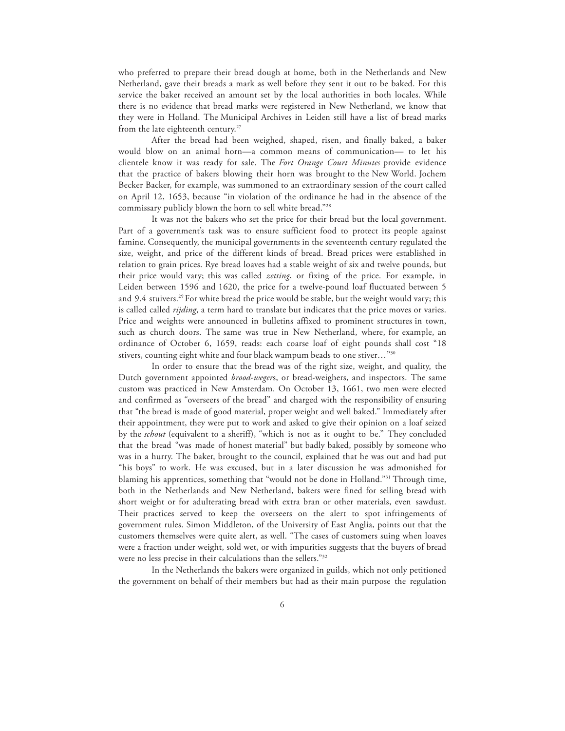who preferred to prepare their bread dough at home, both in the Netherlands and New Netherland, gave their breads a mark as well before they sent it out to be baked. For this service the baker received an amount set by the local authorities in both locales. While there is no evidence that bread marks were registered in New Netherland, we know that they were in Holland. The Municipal Archives in Leiden still have a list of bread marks from the late eighteenth century.[27]

After the bread had been weighed, shaped, risen, and finally baked, a baker would blow on an animal horn—a common means of communication— to let his clientele know it was ready for sale. The *Fort Orange Court Minutes* provide evidence that the practice of bakers blowing their horn was brought to the New World. Jochem Becker Backer, for example, was summoned to an extraordinary session of the court called on April 12, 1653, because "in violation of the ordinance he had in the absence of the commissary publicly blown the horn to sell white bread."[28]

It was not the bakers who set the price for their bread but the local government. Part of a government's task was to ensure sufficient food to protect its people against famine. Consequently, the municipal governments in the seventeenth century regulated the size, weight, and price of the different kinds of bread. Bread prices were established in relation to grain prices. Rye bread loaves had a stable weight of six and twelve pounds, but their price would vary; this was called *zetting*, or fixing of the price. For example, in Leiden between 1596 and 1620, the price for a twelve-pound loaf fluctuated between 5 and 9.4 stuivers.[29] For white bread the price would be stable, but the weight would vary; this is called called *rijding*, a term hard to translate but indicates that the price moves or varies. Price and weights were announced in bulletins affixed to prominent structures in town, such as church doors. The same was true in New Netherland, where, for example, an ordinance of October 6, 1659, reads: each coarse loaf of eight pounds shall cost "18 stivers, counting eight white and four black wampum beads to one stiver…"[30]

In order to ensure that the bread was of the right size, weight, and quality, the Dutch government appointed *brood-weger*s, or bread-weighers, and inspectors. The same custom was practiced in New Amsterdam. On October 13, 1661, two men were elected and confirmed as "overseers of the bread" and charged with the responsibility of ensuring that "the bread is made of good material, proper weight and well baked." Immediately after their appointment, they were put to work and asked to give their opinion on a loaf seized by the *schout* (equivalent to a sheriff), "which is not as it ought to be." They concluded that the bread "was made of honest material" but badly baked, possibly by someone who was in a hurry. The baker, brought to the council, explained that he was out and had put "his boys" to work. He was excused, but in a later discussion he was admonished for blaming his apprentices, something that "would not be done in Holland."[31] Through time, both in the Netherlands and New Netherland, bakers were fined for selling bread with short weight or for adulterating bread with extra bran or other materials, even sawdust. Their practices served to keep the overseers on the alert to spot infringements of government rules. Simon Middleton, of the University of East Anglia, points out that the customers themselves were quite alert, as well. "The cases of customers suing when loaves were a fraction under weight, sold wet, or with impurities suggests that the buyers of bread were no less precise in their calculations than the sellers."[32]

In the Netherlands the bakers were organized in guilds, which not only petitioned the government on behalf of their members but had as their main purpose the regulation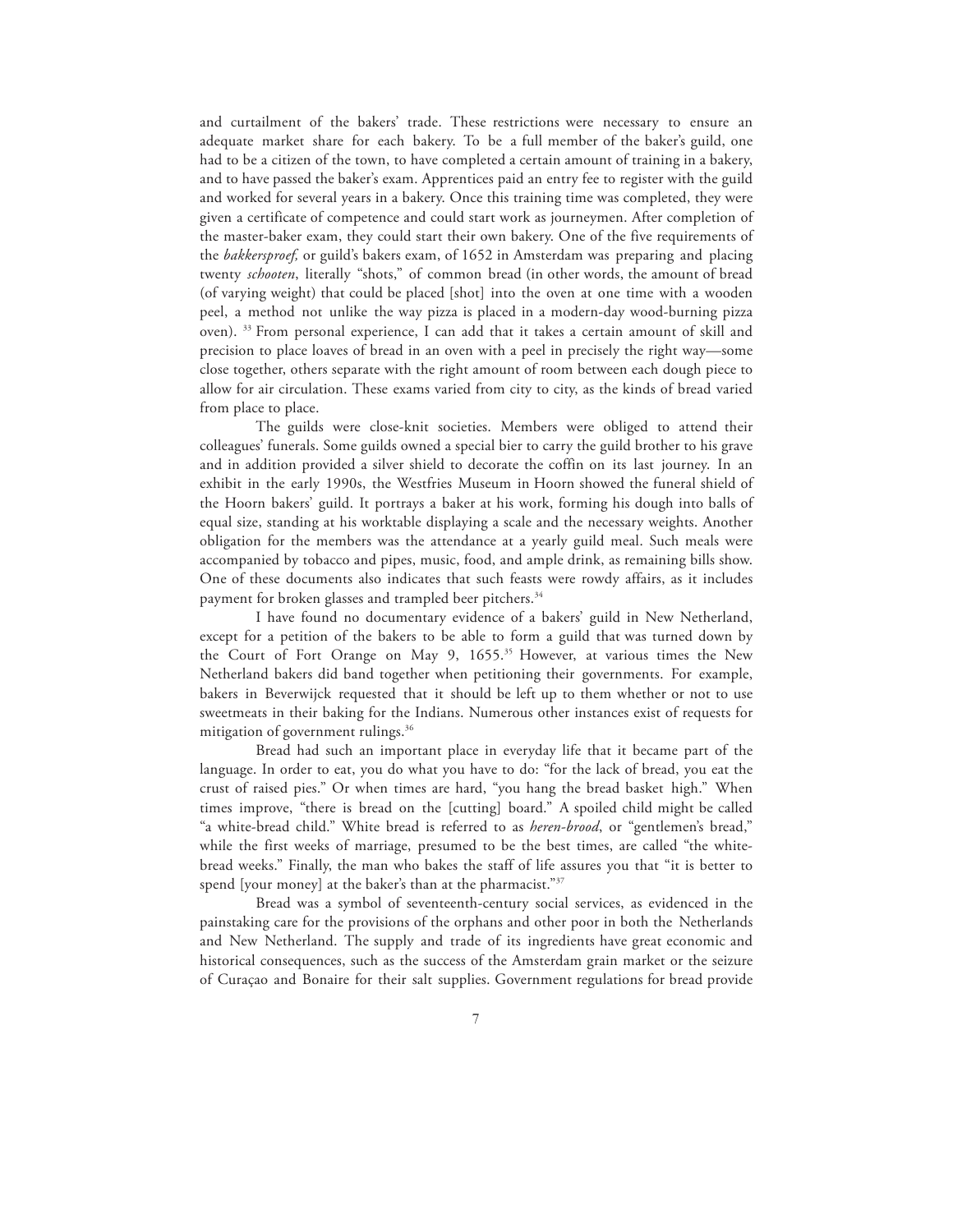and curtailment of the bakers' trade. These restrictions were necessary to ensure an adequate market share for each bakery. To be a full member of the baker's guild, one had to be a citizen of the town, to have completed a certain amount of training in a bakery, and to have passed the baker's exam. Apprentices paid an entry fee to register with the guild and worked for several years in a bakery. Once this training time was completed, they were given a certificate of competence and could start work as journeymen. After completion of the master-baker exam, they could start their own bakery. One of the five requirements of the *bakkersproef,* or guild's bakers exam, of 1652 in Amsterdam was preparing and placing twenty *schooten*, literally "shots," of common bread (in other words, the amount of bread (of varying weight) that could be placed [shot] into the oven at one time with a wooden peel, a method not unlike the way pizza is placed in a modern-day wood-burning pizza oven). [33] From personal experience, I can add that it takes a certain amount of skill and precision to place loaves of bread in an oven with a peel in precisely the right way—some close together, others separate with the right amount of room between each dough piece to allow for air circulation. These exams varied from city to city, as the kinds of bread varied from place to place.

The guilds were close-knit societies. Members were obliged to attend their colleagues' funerals. Some guilds owned a special bier to carry the guild brother to his grave and in addition provided a silver shield to decorate the coffin on its last journey. In an exhibit in the early 1990s, the Westfries Museum in Hoorn showed the funeral shield of the Hoorn bakers' guild. It portrays a baker at his work, forming his dough into balls of equal size, standing at his worktable displaying a scale and the necessary weights. Another obligation for the members was the attendance at a yearly guild meal. Such meals were accompanied by tobacco and pipes, music, food, and ample drink, as remaining bills show. One of these documents also indicates that such feasts were rowdy affairs, as it includes payment for broken glasses and trampled beer pitchers.[34]

I have found no documentary evidence of a bakers' guild in New Netherland, except for a petition of the bakers to be able to form a guild that was turned down by the Court of Fort Orange on May 9, 1655.[35] However, at various times the New Netherland bakers did band together when petitioning their governments. For example, bakers in Beverwijck requested that it should be left up to them whether or not to use sweetmeats in their baking for the Indians. Numerous other instances exist of requests for mitigation of government rulings.[36]

Bread had such an important place in everyday life that it became part of the language. In order to eat, you do what you have to do: "for the lack of bread, you eat the crust of raised pies." Or when times are hard, "you hang the bread basket high." When times improve, "there is bread on the [cutting] board." A spoiled child might be called "a white-bread child." White bread is referred to as *heren-brood*, or "gentlemen's bread," while the first weeks of marriage, presumed to be the best times, are called "the white-bread weeks." Finally, the man who bakes the staff of life assures you that "it is better to spend [your money] at the baker's than at the pharmacist."[37]

Bread was a symbol of seventeenth-century social services, as evidenced in the painstaking care for the provisions of the orphans and other poor in both the Netherlands and New Netherland. The supply and trade of its ingredients have great economic and historical consequences, such as the success of the Amsterdam grain market or the seizure of Curaçao and Bonaire for their salt supplies. Government regulations for bread provide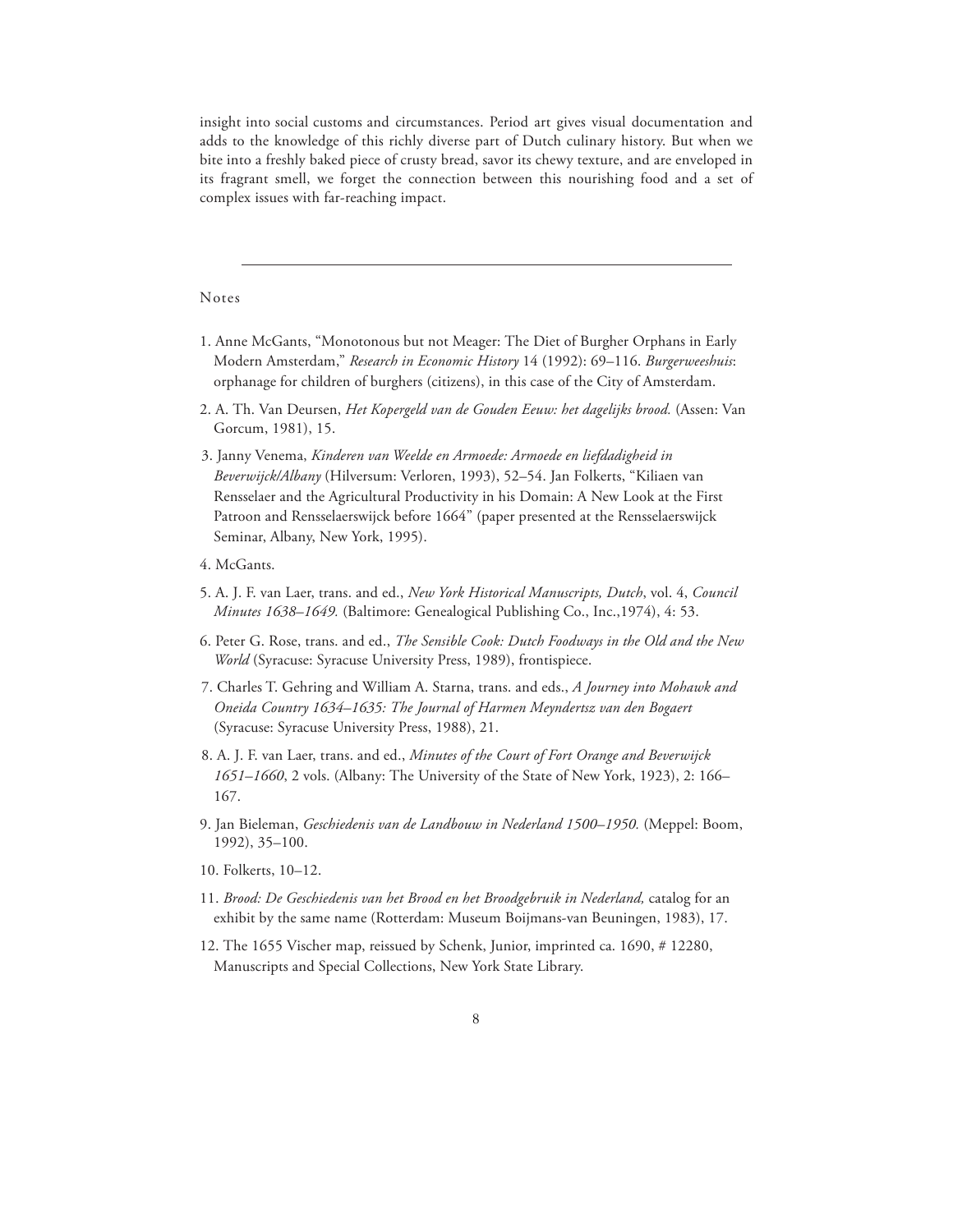insight into social customs and circumstances. Period art gives visual documentation and adds to the knowledge of this richly diverse part of Dutch culinary history. But when we bite into a freshly baked piece of crusty bread, savor its chewy texture, and are enveloped in its fragrant smell, we forget the connection between this nourishing food and a set of complex issues with far-reaching impact.

---

Notes

1. Anne McGants, "Monotonous but not Meager: The Diet of Burgher Orphans in Early Modern Amsterdam," *Research in Economic History* 14 (1992): 69–116. *Burgerweeshuis*: orphanage for children of burghers (citizens), in this case of the City of Amsterdam.

2. A. Th. Van Deursen, *Het Kopergeld van de Gouden Eeuw: het dagelijks brood.* (Assen: Van Gorcum, 1981), 15.

3. Janny Venema, *Kinderen van Weelde en Armoede: Armoede en liefdadigheid in Beverwijck/Albany* (Hilversum: Verloren, 1993), 52–54. Jan Folkerts, "Kiliaen van Rensselaer and the Agricultural Productivity in his Domain: A New Look at the First Patroon and Rensselaerswijck before 1664" (paper presented at the Rensselaerswijck Seminar, Albany, New York, 1995).

4. McGants.

5. A. J. F. van Laer, trans. and ed., *New York Historical Manuscripts, Dutch*, vol. 4, *Council Minutes 1638–1649.* (Baltimore: Genealogical Publishing Co., Inc.,1974), 4: 53.

6. Peter G. Rose, trans. and ed., *The Sensible Cook: Dutch Foodways in the Old and the New World* (Syracuse: Syracuse University Press, 1989), frontispiece.

7. Charles T. Gehring and William A. Starna, trans. and eds., *A Journey into Mohawk and Oneida Country 1634–1635: The Journal of Harmen Meyndertsz van den Bogaert* (Syracuse: Syracuse University Press, 1988), 21.

8. A. J. F. van Laer, trans. and ed., *Minutes of the Court of Fort Orange and Beverwijck 1651–1660*, 2 vols. (Albany: The University of the State of New York, 1923), 2: 166–167.

9. Jan Bieleman, *Geschiedenis van de Landbouw in Nederland 1500–1950.* (Meppel: Boom, 1992), 35–100.

10. Folkerts, 10–12.

11. *Brood: De Geschiedenis van het Brood en het Broodgebruik in Nederland,* catalog for an exhibit by the same name (Rotterdam: Museum Boijmans-van Beuningen, 1983), 17.

12. The 1655 Vischer map, reissued by Schenk, Junior, imprinted ca. 1690, # 12280, Manuscripts and Special Collections, New York State Library.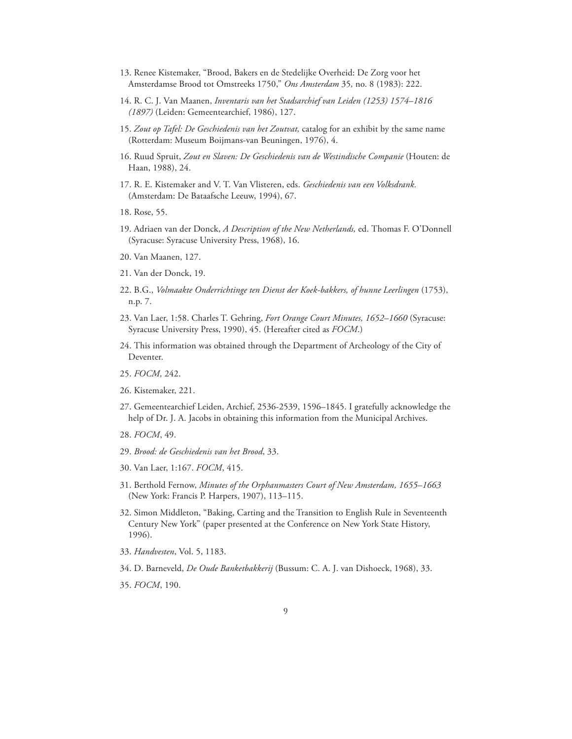13. Renee Kistemaker, "Brood, Bakers en de Stedelijke Overheid: De Zorg voor het Amsterdamse Brood tot Omstreeks 1750," *Ons Amsterdam* 35, no. 8 (1983): 222.

14. R. C. J. Van Maanen, *Inventaris van het Stadsarchief van Leiden (1253) 1574–1816 (1897)* (Leiden: Gemeentearchief, 1986), 127.

15. *Zout op Tafel: De Geschiedenis van het Zoutvat,* catalog for an exhibit by the same name (Rotterdam: Museum Boijmans-van Beuningen, 1976), 4.

16. Ruud Spruit, *Zout en Slaven: De Geschiedenis van de Westindische Companie* (Houten: de Haan, 1988), 24.

17. R. E. Kistemaker and V. T. Van Vlisteren, eds. *Geschiedenis van een Volksdrank.* (Amsterdam: De Bataafsche Leeuw, 1994), 67.

18. Rose, 55.

19. Adriaen van der Donck, *A Description of the New Netherlands,* ed. Thomas F. O'Donnell (Syracuse: Syracuse University Press, 1968), 16.

20. Van Maanen, 127.

21. Van der Donck, 19.

22. B.G., *Volmaakte Onderrichtinge ten Dienst der Koek-bakkers, of hunne Leerlingen* (1753), n.p. 7.

23. Van Laer, 1:58. Charles T. Gehring, *Fort Orange Court Minutes, 1652–1660* (Syracuse: Syracuse University Press, 1990), 45. (Hereafter cited as *FOCM*.)

24. This information was obtained through the Department of Archeology of the City of Deventer.

25. *FOCM,* 242.

26. Kistemaker, 221.

27. Gemeentearchief Leiden, Archief, 2536-2539, 1596–1845. I gratefully acknowledge the help of Dr. J. A. Jacobs in obtaining this information from the Municipal Archives.

28. *FOCM*, 49.

29. *Brood: de Geschiedenis van het Brood*, 33.

30. Van Laer, 1:167. *FOCM*, 415.

31. Berthold Fernow, *Minutes of the Orphanmasters Court of New Amsterdam, 1655–1663* (New York: Francis P. Harpers, 1907), 113–115.

32. Simon Middleton, "Baking, Carting and the Transition to English Rule in Seventeenth Century New York" (paper presented at the Conference on New York State History, 1996).

33. *Handvesten*, Vol. 5, 1183.

34. D. Barneveld, *De Oude Banketbakkerij* (Bussum: C. A. J. van Dishoeck, 1968), 33.

35. *FOCM*, 190.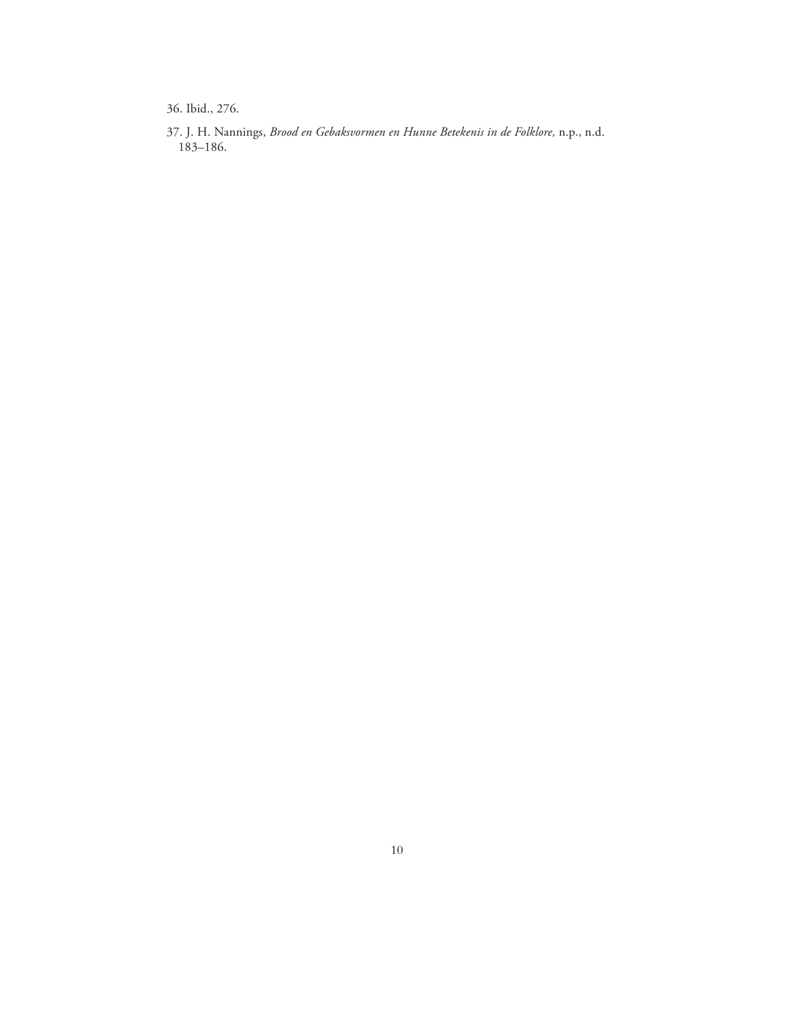36. Ibid., 276.

37. J. H. Nannings, *Brood en Gebaksvormen en Hunne Betekenis in de Folklore,* n.p., n.d. 183–186.